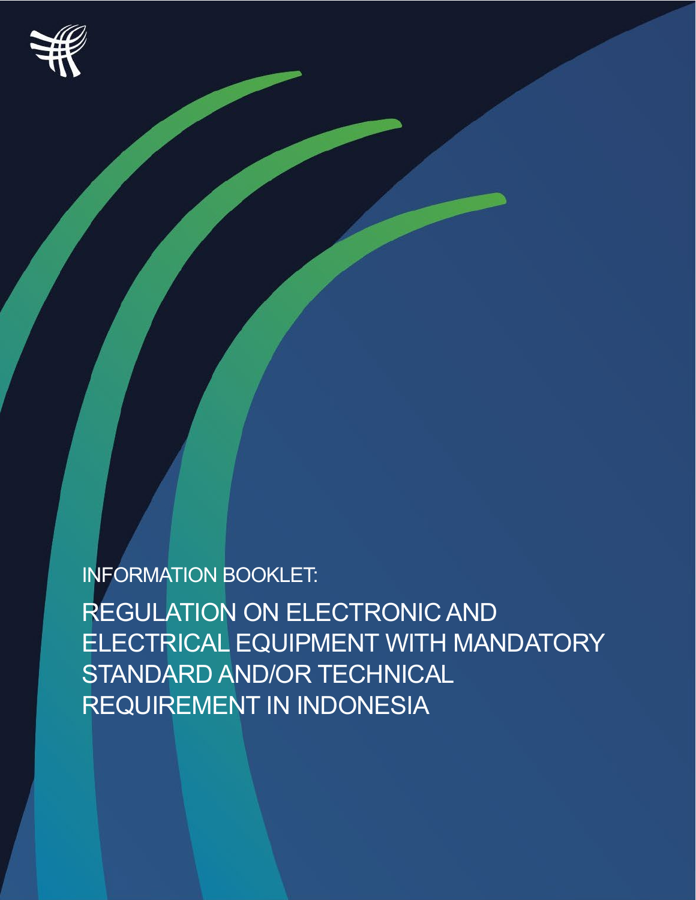INFORMATION BOOKLET:

# REGULATION ON ELECTRONIC AND ELECTRICAL EQUIPMENT WITH MANDATORY STANDARD AND/OR TECHNICAL REQUIREMENT IN INDONESIA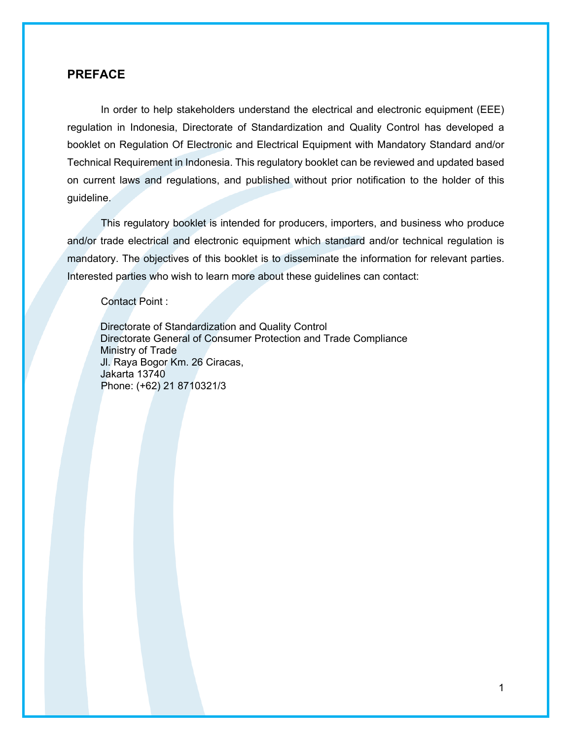## PREFACE

In order to help stakeholders understand the electrical and electronic equipment (EEE) regulation in Indonesia, Directorate of Standardization and Quality Control has developed a booklet on Regulation Of Electronic and Electrical Equipment with Mandatory Standard and/or Technical Requirement in Indonesia. This regulatory booklet can be reviewed and updated based on current laws and regulations, and published without prior notification to the holder of this guideline.

This regulatory booklet is intended for producers, importers, and business who produce and/or trade electrical and electronic equipment which standard and/or technical regulation is mandatory. The objectives of this booklet is to disseminate the information for relevant parties. Interested parties who wish to learn more about these guidelines can contact:

Contact Point :

Directorate of Standardization and Quality Control
Directorate General of Consumer Protection and Trade Compliance
Ministry of Trade
Jl. Raya Bogor Km. 26 Ciracas,
Jakarta 13740
Phone: (+62) 21 8710321/3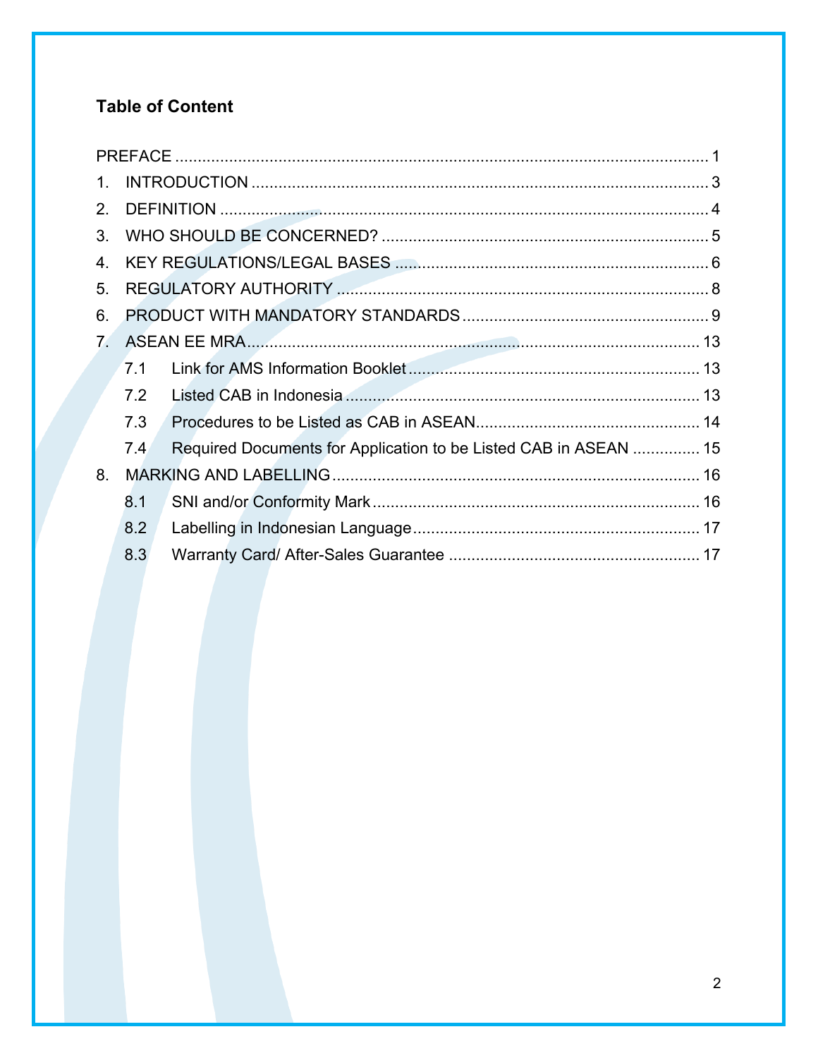## Table of Content

PREFACE ........................................................................................................ 1

1. INTRODUCTION ...................................................................................... 3
2. DEFINITION ............................................................................................ 4
3. WHO SHOULD BE CONCERNED? ........................................................ 5
4. KEY REGULATIONS/LEGAL BASES ...................................................... 6
5. REGULATORY AUTHORITY .................................................................. 8
6. PRODUCT WITH MANDATORY STANDARDS ...................................... 9
7. ASEAN EE MRA ...................................................................................... 13
   - 7.1 Link for AMS Information Booklet ................................................. 13
   - 7.2 Listed CAB in Indonesia ............................................................... 13
   - 7.3 Procedures to be Listed as CAB in ASEAN .................................. 14
   - 7.4 Required Documents for Application to be Listed CAB in ASEAN ............... 15
8. MARKING AND LABELLING ................................................................. 16
   - 8.1 SNI and/or Conformity Mark ......................................................... 16
   - 8.2 Labelling in Indonesian Language ................................................ 17
   - 8.3 Warranty Card/ After-Sales Guarantee ........................................ 17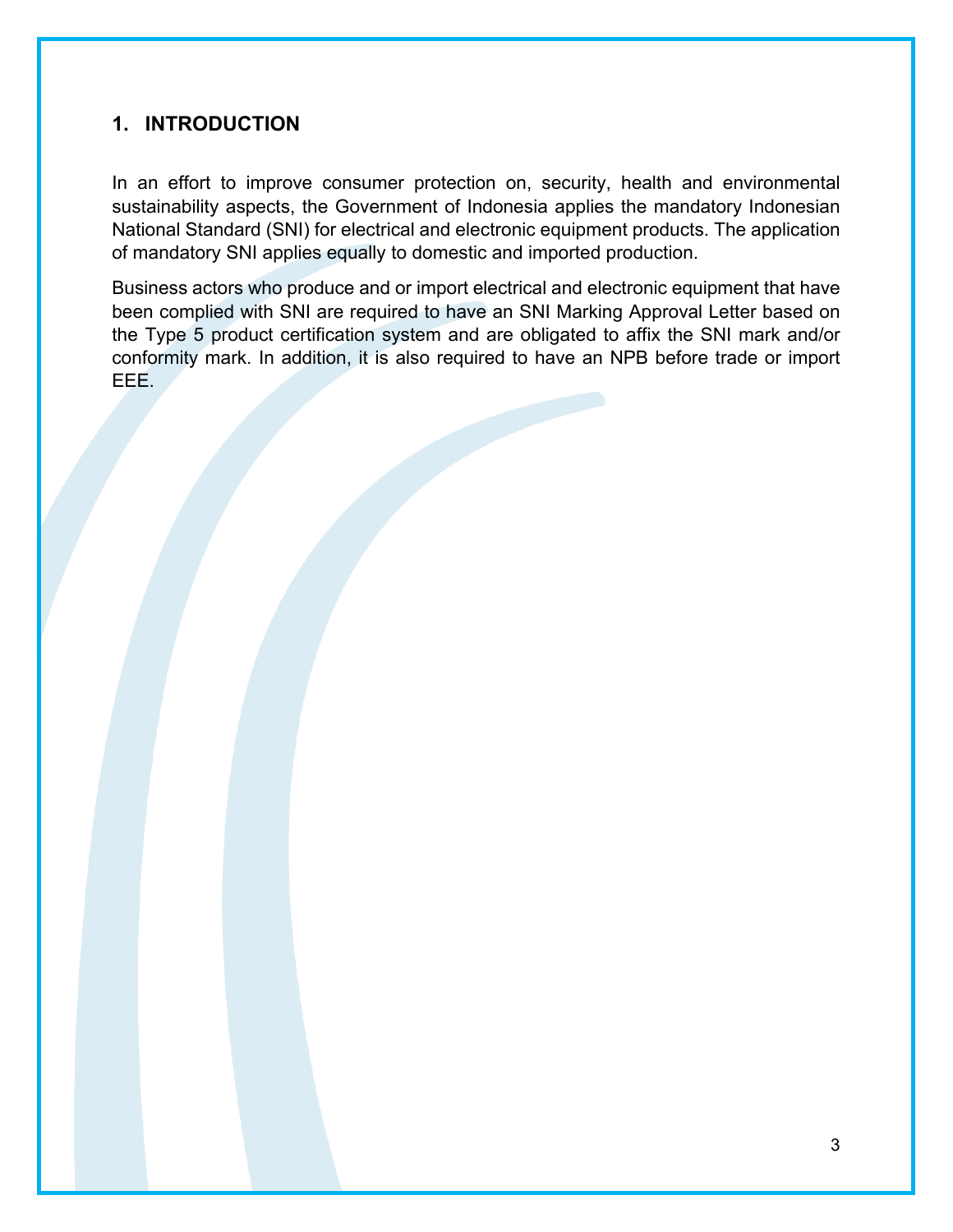## 1. INTRODUCTION

In an effort to improve consumer protection on, security, health and environmental sustainability aspects, the Government of Indonesia applies the mandatory Indonesian National Standard (SNI) for electrical and electronic equipment products. The application of mandatory SNI applies equally to domestic and imported production.

Business actors who produce and or import electrical and electronic equipment that have been complied with SNI are required to have an SNI Marking Approval Letter based on the Type 5 product certification system and are obligated to affix the SNI mark and/or conformity mark. In addition, it is also required to have an NPB before trade or import EEE.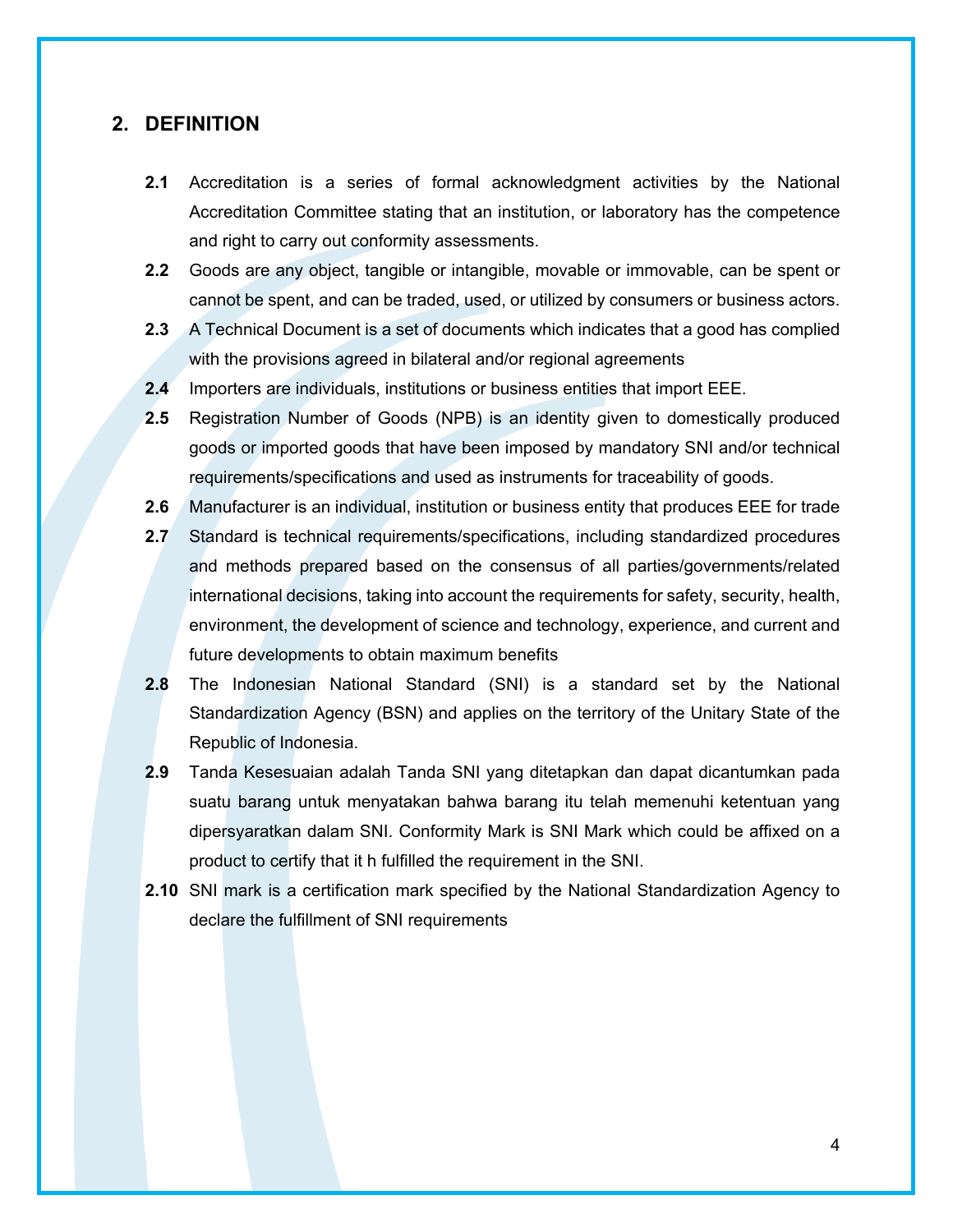## 2. DEFINITION

**2.1** Accreditation is a series of formal acknowledgment activities by the National Accreditation Committee stating that an institution, or laboratory has the competence and right to carry out conformity assessments.

**2.2** Goods are any object, tangible or intangible, movable or immovable, can be spent or cannot be spent, and can be traded, used, or utilized by consumers or business actors.

**2.3** A Technical Document is a set of documents which indicates that a good has complied with the provisions agreed in bilateral and/or regional agreements

**2.4** Importers are individuals, institutions or business entities that import EEE.

**2.5** Registration Number of Goods (NPB) is an identity given to domestically produced goods or imported goods that have been imposed by mandatory SNI and/or technical requirements/specifications and used as instruments for traceability of goods.

**2.6** Manufacturer is an individual, institution or business entity that produces EEE for trade

**2.7** Standard is technical requirements/specifications, including standardized procedures and methods prepared based on the consensus of all parties/governments/related international decisions, taking into account the requirements for safety, security, health, environment, the development of science and technology, experience, and current and future developments to obtain maximum benefits

**2.8** The Indonesian National Standard (SNI) is a standard set by the National Standardization Agency (BSN) and applies on the territory of the Unitary State of the Republic of Indonesia.

**2.9** Tanda Kesesuaian adalah Tanda SNI yang ditetapkan dan dapat dicantumkan pada suatu barang untuk menyatakan bahwa barang itu telah memenuhi ketentuan yang dipersyaratkan dalam SNI. Conformity Mark is SNI Mark which could be affixed on a product to certify that it h fulfilled the requirement in the SNI.

**2.10** SNI mark is a certification mark specified by the National Standardization Agency to declare the fulfillment of SNI requirements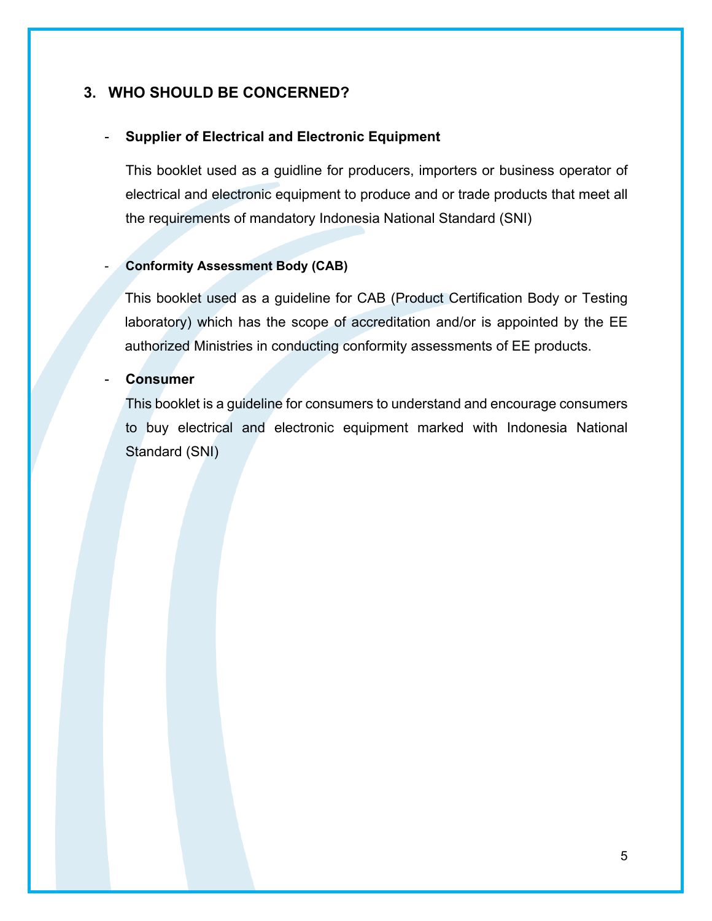## 3. WHO SHOULD BE CONCERNED?

- **Supplier of Electrical and Electronic Equipment**

  This booklet used as a guidline for producers, importers or business operator of electrical and electronic equipment to produce and or trade products that meet all the requirements of mandatory Indonesia National Standard (SNI)

- **Conformity Assessment Body (CAB)**

  This booklet used as a guideline for CAB (Product Certification Body or Testing laboratory) which has the scope of accreditation and/or is appointed by the EE authorized Ministries in conducting conformity assessments of EE products.

- **Consumer**

  This booklet is a guideline for consumers to understand and encourage consumers to buy electrical and electronic equipment marked with Indonesia National Standard (SNI)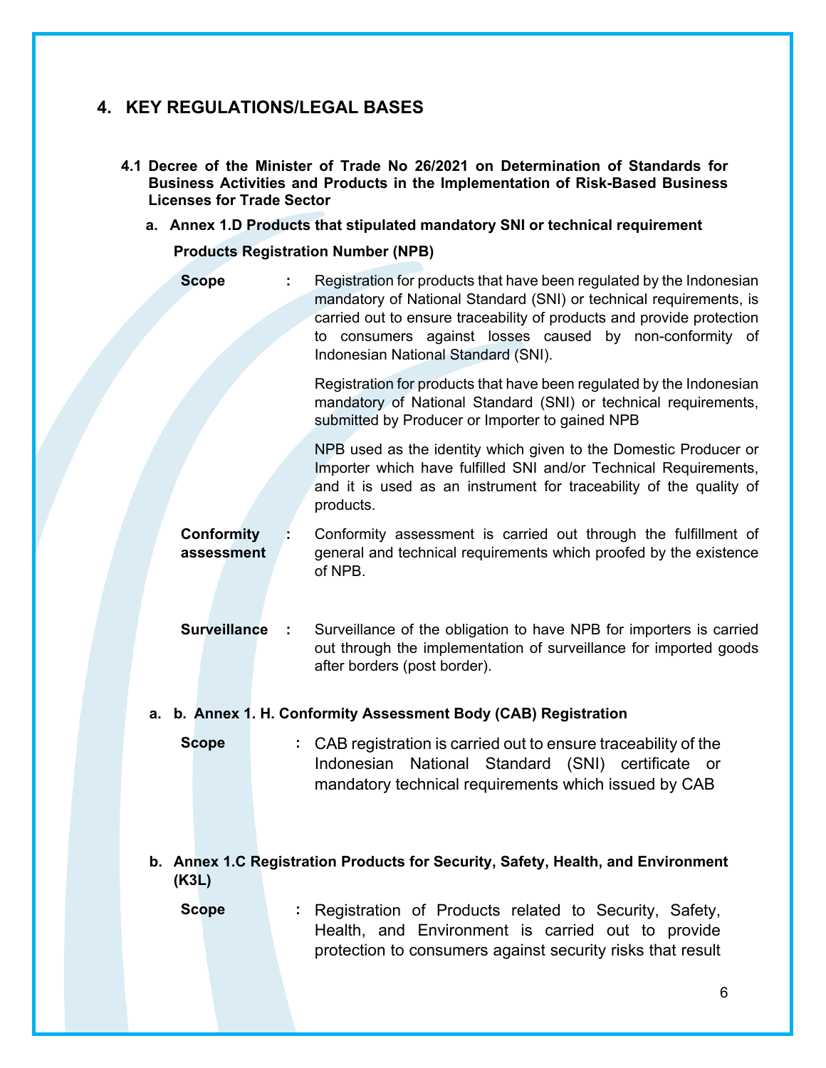## 4. KEY REGULATIONS/LEGAL BASES

### 4.1 Decree of the Minister of Trade No 26/2021 on Determination of Standards for Business Activities and Products in the Implementation of Risk-Based Business Licenses for Trade Sector

**a. Annex 1.D Products that stipulated mandatory SNI or technical requirement**

**Products Registration Number (NPB)**

**Scope** : Registration for products that have been regulated by the Indonesian mandatory of National Standard (SNI) or technical requirements, is carried out to ensure traceability of products and provide protection to consumers against losses caused by non-conformity of Indonesian National Standard (SNI).

Registration for products that have been regulated by the Indonesian mandatory of National Standard (SNI) or technical requirements, submitted by Producer or Importer to gained NPB

NPB used as the identity which given to the Domestic Producer or Importer which have fulfilled SNI and/or Technical Requirements, and it is used as an instrument for traceability of the quality of products.

**Conformity assessment** : Conformity assessment is carried out through the fulfillment of general and technical requirements which proofed by the existence of NPB.

**Surveillance** : Surveillance of the obligation to have NPB for importers is carried out through the implementation of surveillance for imported goods after borders (post border).

**a. b. Annex 1. H. Conformity Assessment Body (CAB) Registration**

**Scope** : CAB registration is carried out to ensure traceability of the Indonesian National Standard (SNI) certificate or mandatory technical requirements which issued by CAB

**b. Annex 1.C Registration Products for Security, Safety, Health, and Environment (K3L)**

**Scope** : Registration of Products related to Security, Safety, Health, and Environment is carried out to provide protection to consumers against security risks that result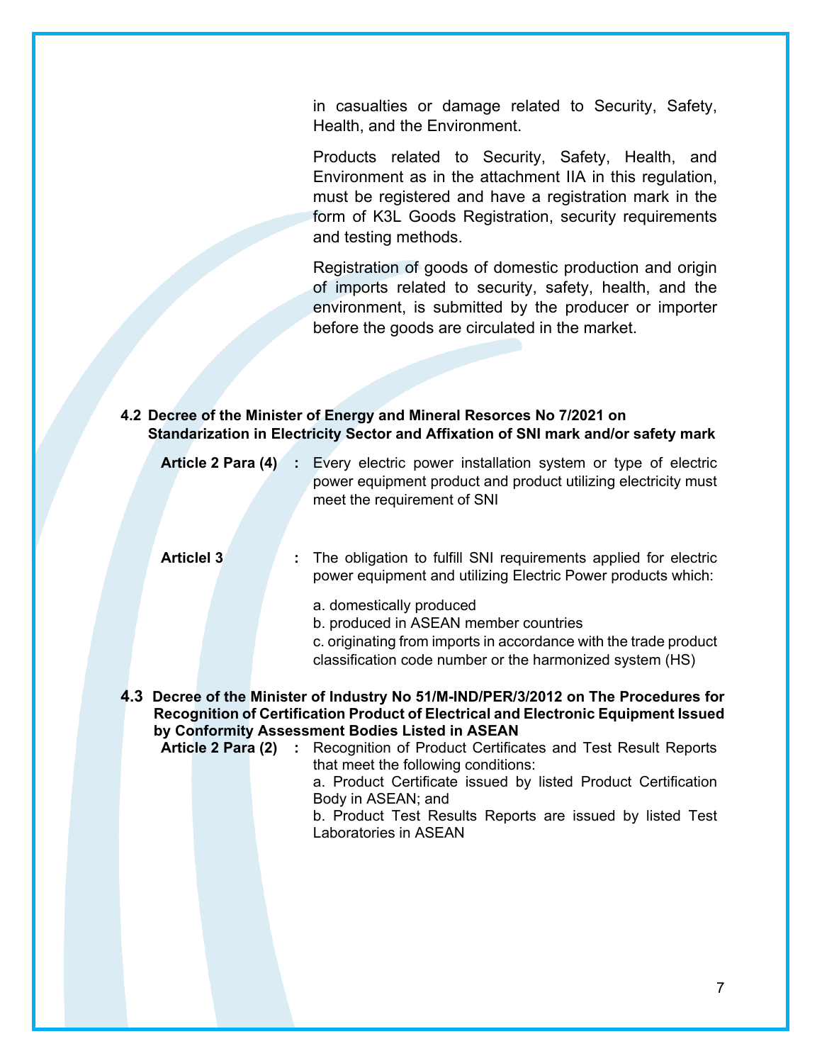in casualties or damage related to Security, Safety, Health, and the Environment.

Products related to Security, Safety, Health, and Environment as in the attachment IIA in this regulation, must be registered and have a registration mark in the form of K3L Goods Registration, security requirements and testing methods.

Registration of goods of domestic production and origin of imports related to security, safety, health, and the environment, is submitted by the producer or importer before the goods are circulated in the market.

### 4.2 Decree of the Minister of Energy and Mineral Resorces No 7/2021 on Standarization in Electricity Sector and Affixation of SNI mark and/or safety mark

**Article 2 Para (4)** : Every electric power installation system or type of electric power equipment product and product utilizing electricity must meet the requirement of SNI

**Articlel 3** : The obligation to fulfill SNI requirements applied for electric power equipment and utilizing Electric Power products which:

a. domestically produced
b. produced in ASEAN member countries
c. originating from imports in accordance with the trade product classification code number or the harmonized system (HS)

### 4.3 Decree of the Minister of Industry No 51/M-IND/PER/3/2012 on The Procedures for Recognition of Certification Product of Electrical and Electronic Equipment Issued by Conformity Assessment Bodies Listed in ASEAN

**Article 2 Para (2)** : Recognition of Product Certificates and Test Result Reports that meet the following conditions:
a. Product Certificate issued by listed Product Certification Body in ASEAN; and
b. Product Test Results Reports are issued by listed Test Laboratories in ASEAN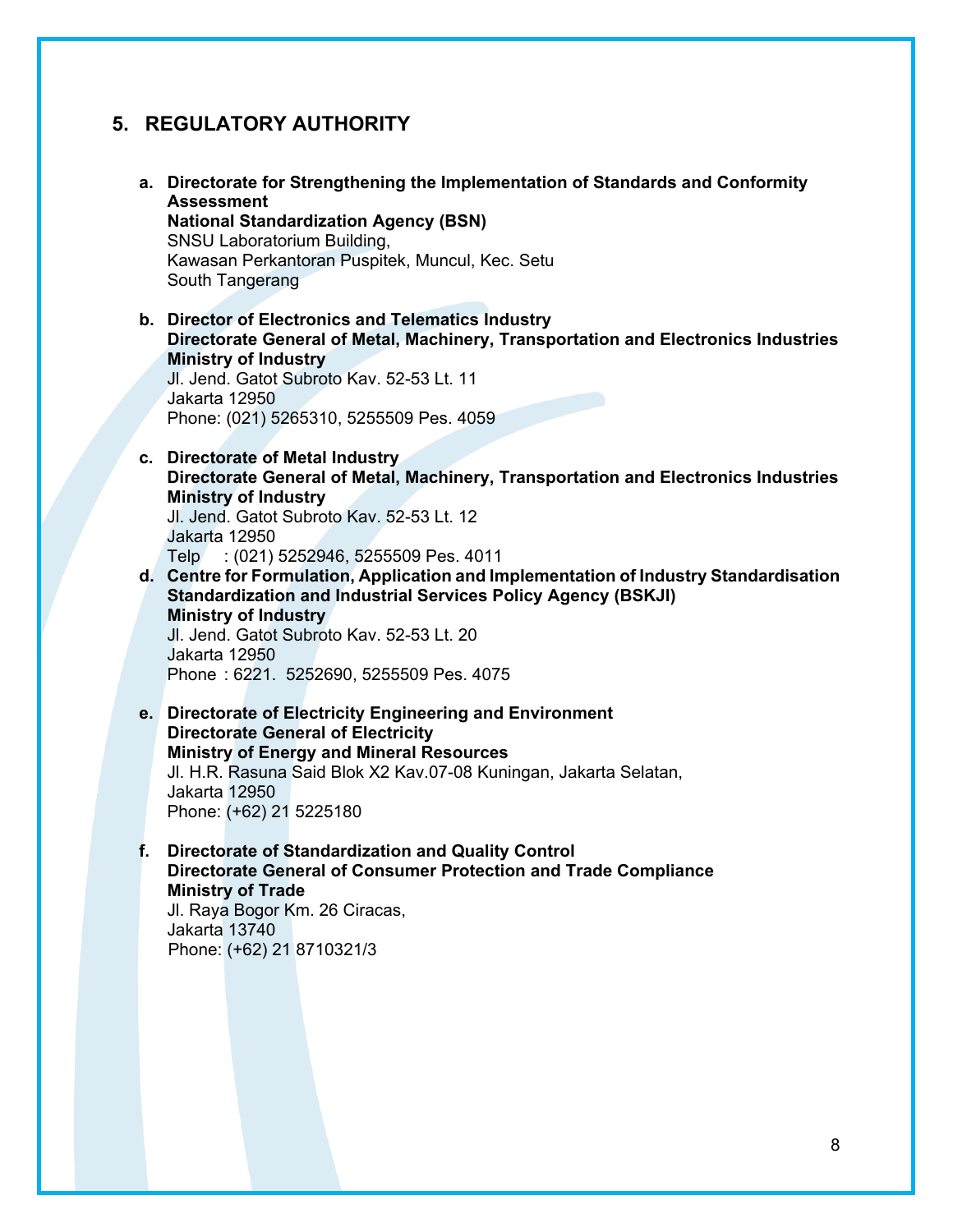## 5. REGULATORY AUTHORITY

a. **Directorate for Strengthening the Implementation of Standards and Conformity Assessment**
   **National Standardization Agency (BSN)**
   SNSU Laboratorium Building,
   Kawasan Perkantoran Puspitek, Muncul, Kec. Setu
   South Tangerang

b. **Director of Electronics and Telematics Industry**
   **Directorate General of Metal, Machinery, Transportation and Electronics Industries**
   **Ministry of Industry**
   Jl. Jend. Gatot Subroto Kav. 52-53 Lt. 11
   Jakarta 12950
   Phone: (021) 5265310, 5255509 Pes. 4059

c. **Directorate of Metal Industry**
   **Directorate General of Metal, Machinery, Transportation and Electronics Industries**
   **Ministry of Industry**
   Jl. Jend. Gatot Subroto Kav. 52-53 Lt. 12
   Jakarta 12950
   Telp : (021) 5252946, 5255509 Pes. 4011

d. **Centre for Formulation, Application and Implementation of Industry Standardisation**
   **Standardization and Industrial Services Policy Agency (BSKJI)**
   **Ministry of Industry**
   Jl. Jend. Gatot Subroto Kav. 52-53 Lt. 20
   Jakarta 12950
   Phone : 6221. 5252690, 5255509 Pes. 4075

e. **Directorate of Electricity Engineering and Environment**
   **Directorate General of Electricity**
   **Ministry of Energy and Mineral Resources**
   Jl. H.R. Rasuna Said Blok X2 Kav.07-08 Kuningan, Jakarta Selatan,
   Jakarta 12950
   Phone: (+62) 21 5225180

f. **Directorate of Standardization and Quality Control**
   **Directorate General of Consumer Protection and Trade Compliance**
   **Ministry of Trade**
   Jl. Raya Bogor Km. 26 Ciracas,
   Jakarta 13740
   Phone: (+62) 21 8710321/3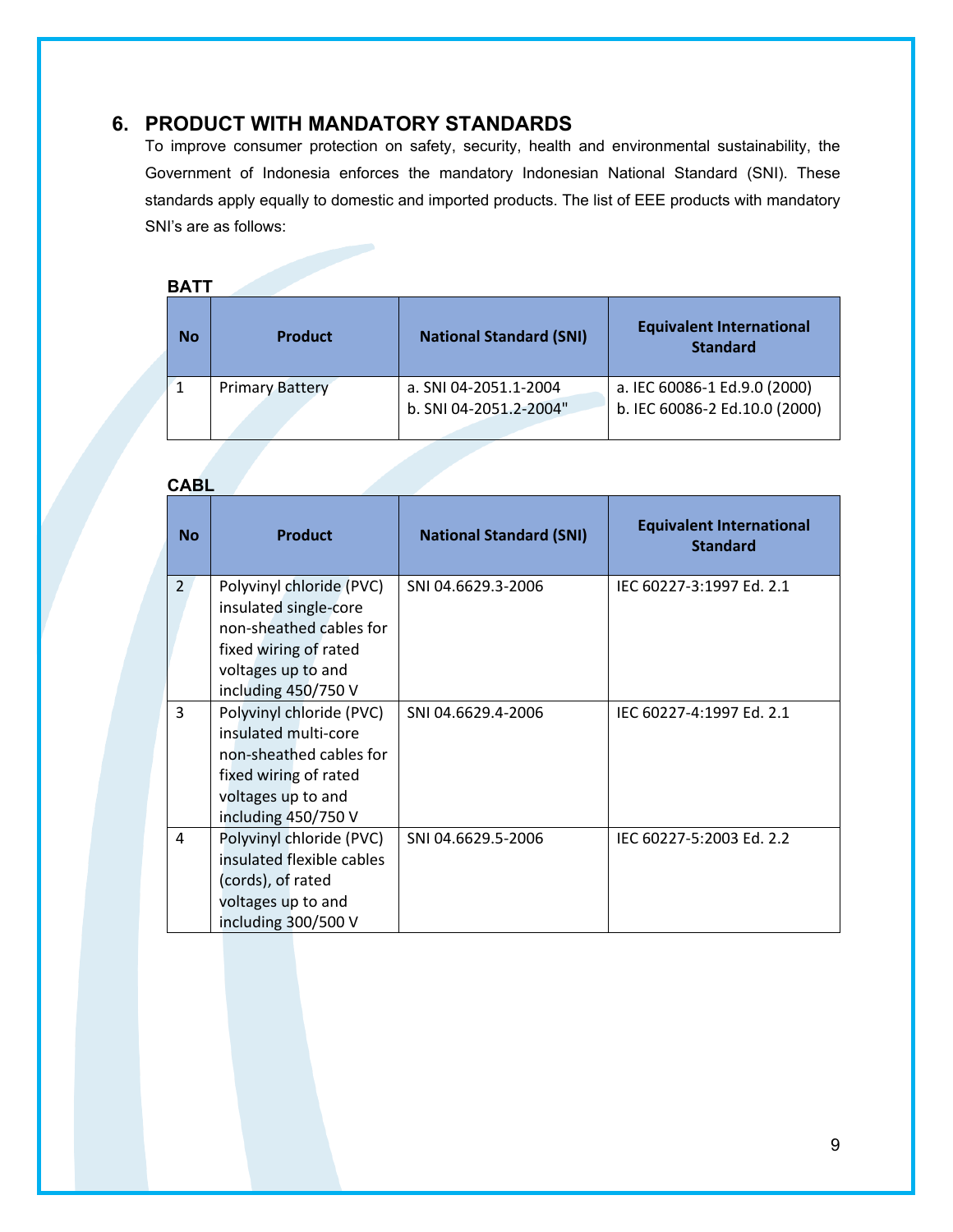## 6. PRODUCT WITH MANDATORY STANDARDS

To improve consumer protection on safety, security, health and environmental sustainability, the Government of Indonesia enforces the mandatory Indonesian National Standard (SNI). These standards apply equally to domestic and imported products. The list of EEE products with mandatory SNI's are as follows:

**BATT**

| No | Product | National Standard (SNI) | Equivalent International Standard |
|---|---|---|---|
| 1 | Primary Battery | a. SNI 04-2051.1-2004<br>b. SNI 04-2051.2-2004" | a. IEC 60086-1 Ed.9.0 (2000)<br>b. IEC 60086-2 Ed.10.0 (2000) |

**CABL**

| No | Product | National Standard (SNI) | Equivalent International Standard |
|---|---|---|---|
| 2 | Polyvinyl chloride (PVC) insulated single-core non-sheathed cables for fixed wiring of rated voltages up to and including 450/750 V | SNI 04.6629.3-2006 | IEC 60227-3:1997 Ed. 2.1 |
| 3 | Polyvinyl chloride (PVC) insulated multi-core non-sheathed cables for fixed wiring of rated voltages up to and including 450/750 V | SNI 04.6629.4-2006 | IEC 60227-4:1997 Ed. 2.1 |
| 4 | Polyvinyl chloride (PVC) insulated flexible cables (cords), of rated voltages up to and including 300/500 V | SNI 04.6629.5-2006 | IEC 60227-5:2003 Ed. 2.2 |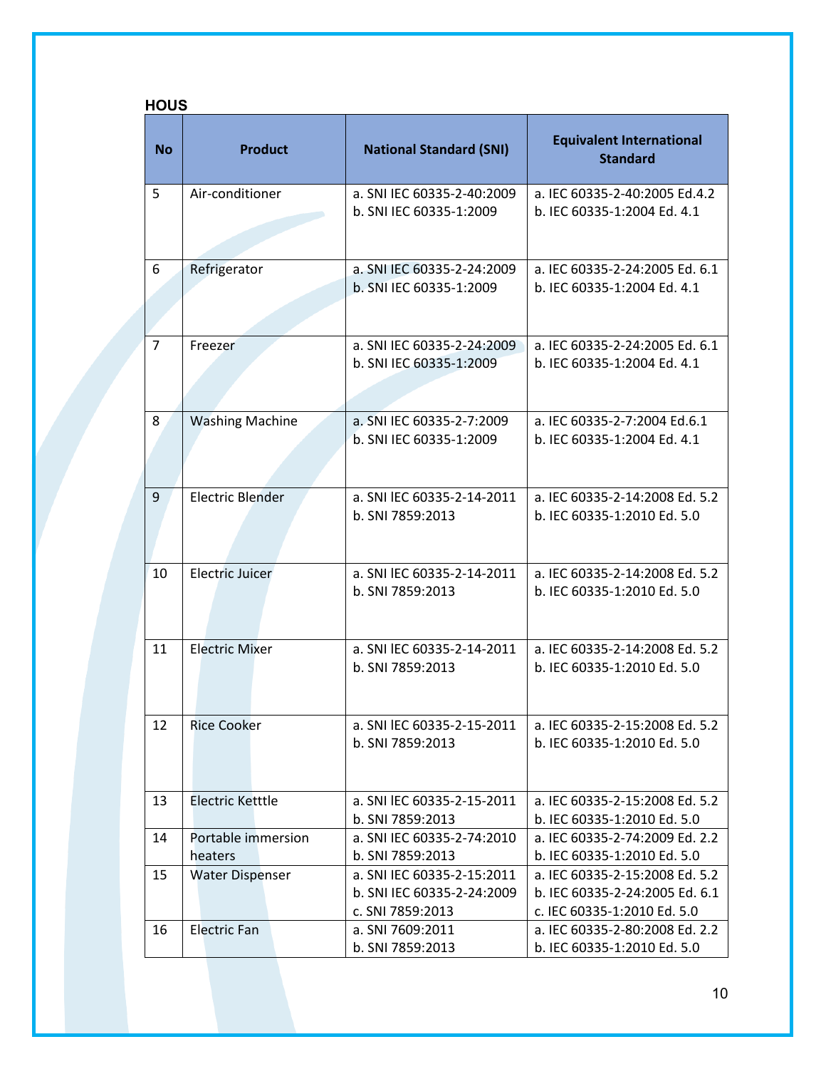**HOUS**

| No | Product | National Standard (SNI) | Equivalent International Standard |
|---|---|---|---|
| 5 | Air-conditioner | a. SNI IEC 60335-2-40:2009<br>b. SNI IEC 60335-1:2009 | a. IEC 60335-2-40:2005 Ed.4.2<br>b. IEC 60335-1:2004 Ed. 4.1 |
| 6 | Refrigerator | a. SNI IEC 60335-2-24:2009<br>b. SNI IEC 60335-1:2009 | a. IEC 60335-2-24:2005 Ed. 6.1<br>b. IEC 60335-1:2004 Ed. 4.1 |
| 7 | Freezer | a. SNI IEC 60335-2-24:2009<br>b. SNI IEC 60335-1:2009 | a. IEC 60335-2-24:2005 Ed. 6.1<br>b. IEC 60335-1:2004 Ed. 4.1 |
| 8 | Washing Machine | a. SNI IEC 60335-2-7:2009<br>b. SNI IEC 60335-1:2009 | a. IEC 60335-2-7:2004 Ed.6.1<br>b. IEC 60335-1:2004 Ed. 4.1 |
| 9 | Electric Blender | a. SNI IEC 60335-2-14-2011<br>b. SNI 7859:2013 | a. IEC 60335-2-14:2008 Ed. 5.2<br>b. IEC 60335-1:2010 Ed. 5.0 |
| 10 | Electric Juicer | a. SNI IEC 60335-2-14-2011<br>b. SNI 7859:2013 | a. IEC 60335-2-14:2008 Ed. 5.2<br>b. IEC 60335-1:2010 Ed. 5.0 |
| 11 | Electric Mixer | a. SNI IEC 60335-2-14-2011<br>b. SNI 7859:2013 | a. IEC 60335-2-14:2008 Ed. 5.2<br>b. IEC 60335-1:2010 Ed. 5.0 |
| 12 | Rice Cooker | a. SNI IEC 60335-2-15-2011<br>b. SNI 7859:2013 | a. IEC 60335-2-15:2008 Ed. 5.2<br>b. IEC 60335-1:2010 Ed. 5.0 |
| 13 | Electric Ketttle | a. SNI IEC 60335-2-15-2011<br>b. SNI 7859:2013 | a. IEC 60335-2-15:2008 Ed. 5.2<br>b. IEC 60335-1:2010 Ed. 5.0 |
| 14 | Portable immersion heaters | a. SNI IEC 60335-2-74:2010<br>b. SNI 7859:2013 | a. IEC 60335-2-74:2009 Ed. 2.2<br>b. IEC 60335-1:2010 Ed. 5.0 |
| 15 | Water Dispenser | a. SNI IEC 60335-2-15:2011<br>b. SNI IEC 60335-2-24:2009<br>c. SNI 7859:2013 | a. IEC 60335-2-15:2008 Ed. 5.2<br>b. IEC 60335-2-24:2005 Ed. 6.1<br>c. IEC 60335-1:2010 Ed. 5.0 |
| 16 | Electric Fan | a. SNI 7609:2011<br>b. SNI 7859:2013 | a. IEC 60335-2-80:2008 Ed. 2.2<br>b. IEC 60335-1:2010 Ed. 5.0 |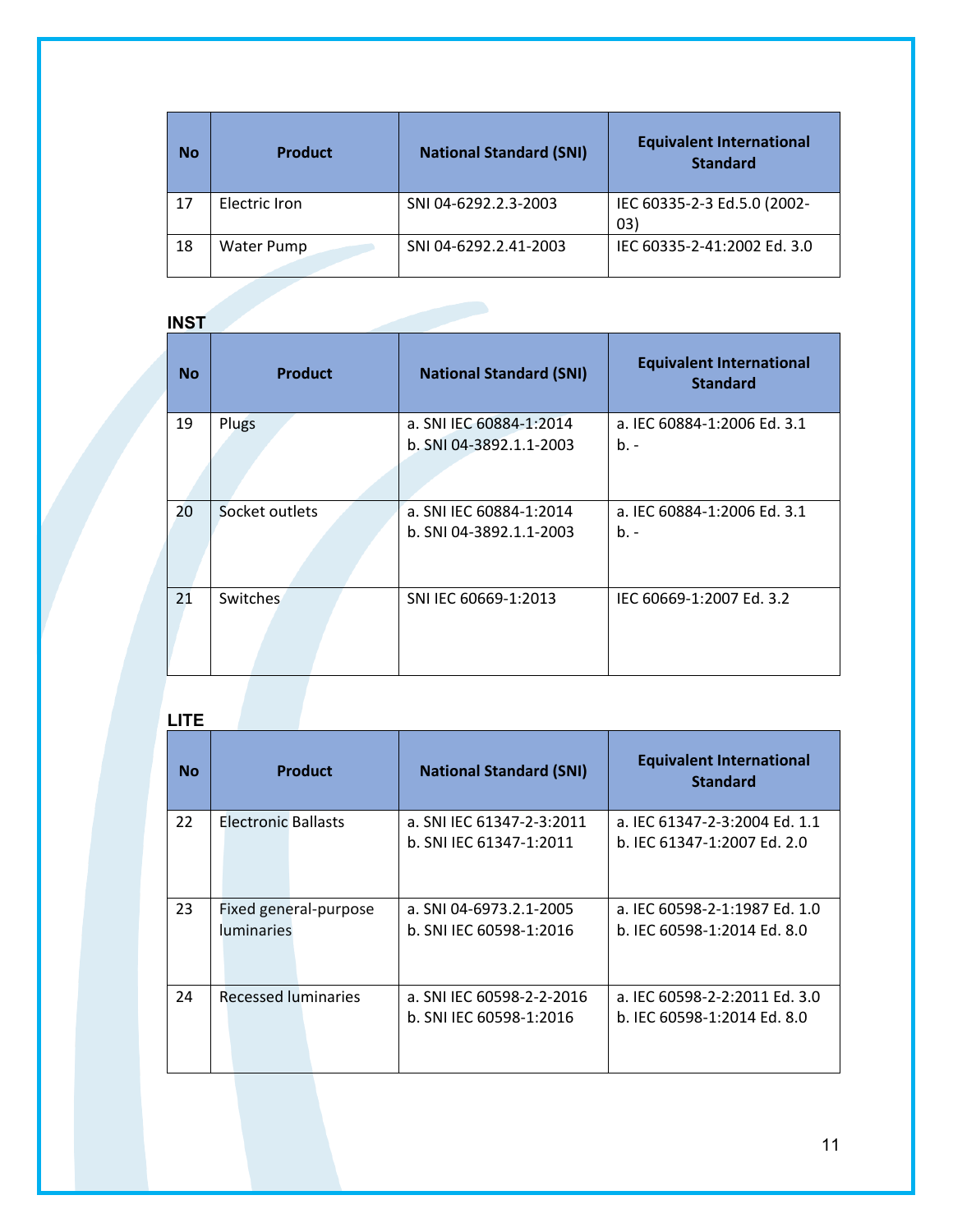| No | Product | National Standard (SNI) | Equivalent International Standard |
|---|---|---|---|
| 17 | Electric Iron | SNI 04-6292.2.3-2003 | IEC 60335-2-3 Ed.5.0 (2002-03) |
| 18 | Water Pump | SNI 04-6292.2.41-2003 | IEC 60335-2-41:2002 Ed. 3.0 |

**INST**

| No | Product | National Standard (SNI) | Equivalent International Standard |
|---|---|---|---|
| 19 | Plugs | a. SNI IEC 60884-1:2014<br>b. SNI 04-3892.1.1-2003 | a. IEC 60884-1:2006 Ed. 3.1<br>b. - |
| 20 | Socket outlets | a. SNI IEC 60884-1:2014<br>b. SNI 04-3892.1.1-2003 | a. IEC 60884-1:2006 Ed. 3.1<br>b. - |
| 21 | Switches | SNI IEC 60669-1:2013 | IEC 60669-1:2007 Ed. 3.2 |

**LITE**

| No | Product | National Standard (SNI) | Equivalent International Standard |
|---|---|---|---|
| 22 | Electronic Ballasts | a. SNI IEC 61347-2-3:2011<br>b. SNI IEC 61347-1:2011 | a. IEC 61347-2-3:2004 Ed. 1.1<br>b. IEC 61347-1:2007 Ed. 2.0 |
| 23 | Fixed general-purpose luminaries | a. SNI 04-6973.2.1-2005<br>b. SNI IEC 60598-1:2016 | a. IEC 60598-2-1:1987 Ed. 1.0<br>b. IEC 60598-1:2014 Ed. 8.0 |
| 24 | Recessed luminaries | a. SNI IEC 60598-2-2-2016<br>b. SNI IEC 60598-1:2016 | a. IEC 60598-2-2:2011 Ed. 3.0<br>b. IEC 60598-1:2014 Ed. 8.0 |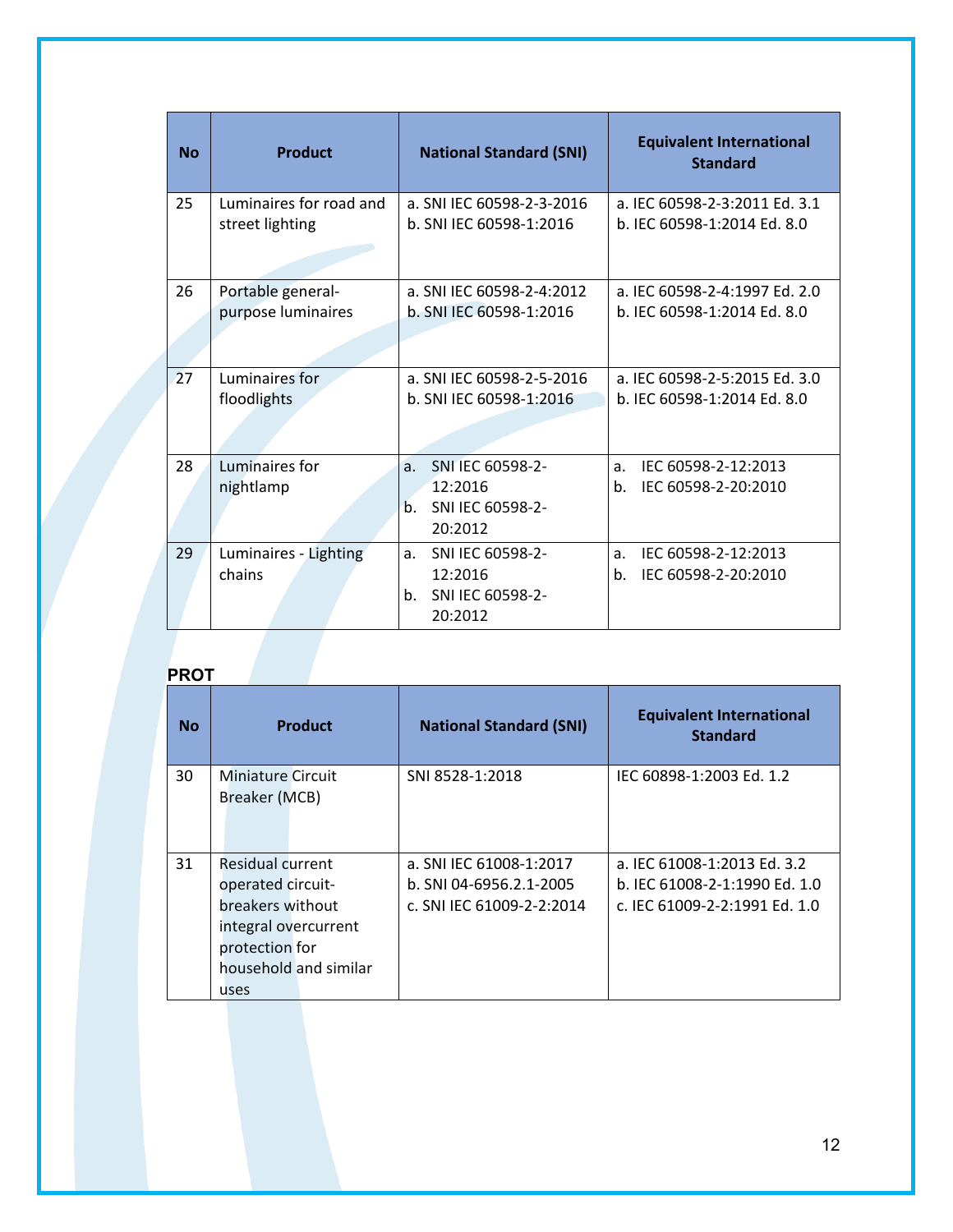| No | Product | National Standard (SNI) | Equivalent International Standard |
|---|---|---|---|
| 25 | Luminaires for road and street lighting | a. SNI IEC 60598-2-3-2016<br>b. SNI IEC 60598-1:2016 | a. IEC 60598-2-3:2011 Ed. 3.1<br>b. IEC 60598-1:2014 Ed. 8.0 |
| 26 | Portable general-purpose luminaires | a. SNI IEC 60598-2-4:2012<br>b. SNI IEC 60598-1:2016 | a. IEC 60598-2-4:1997 Ed. 2.0<br>b. IEC 60598-1:2014 Ed. 8.0 |
| 27 | Luminaires for floodlights | a. SNI IEC 60598-2-5-2016<br>b. SNI IEC 60598-1:2016 | a. IEC 60598-2-5:2015 Ed. 3.0<br>b. IEC 60598-1:2014 Ed. 8.0 |
| 28 | Luminaires for nightlamp | a. SNI IEC 60598-2-12:2016<br>b. SNI IEC 60598-2-20:2012 | a. IEC 60598-2-12:2013<br>b. IEC 60598-2-20:2010 |
| 29 | Luminaires - Lighting chains | a. SNI IEC 60598-2-12:2016<br>b. SNI IEC 60598-2-20:2012 | a. IEC 60598-2-12:2013<br>b. IEC 60598-2-20:2010 |

**PROT**

| No | Product | National Standard (SNI) | Equivalent International Standard |
|---|---|---|---|
| 30 | Miniature Circuit Breaker (MCB) | SNI 8528-1:2018 | IEC 60898-1:2003 Ed. 1.2 |
| 31 | Residual current operated circuit-breakers without integral overcurrent protection for household and similar uses | a. SNI IEC 61008-1:2017<br>b. SNI 04-6956.2.1-2005<br>c. SNI IEC 61009-2-2:2014 | a. IEC 61008-1:2013 Ed. 3.2<br>b. IEC 61008-2-1:1990 Ed. 1.0<br>c. IEC 61009-2-2:1991 Ed. 1.0 |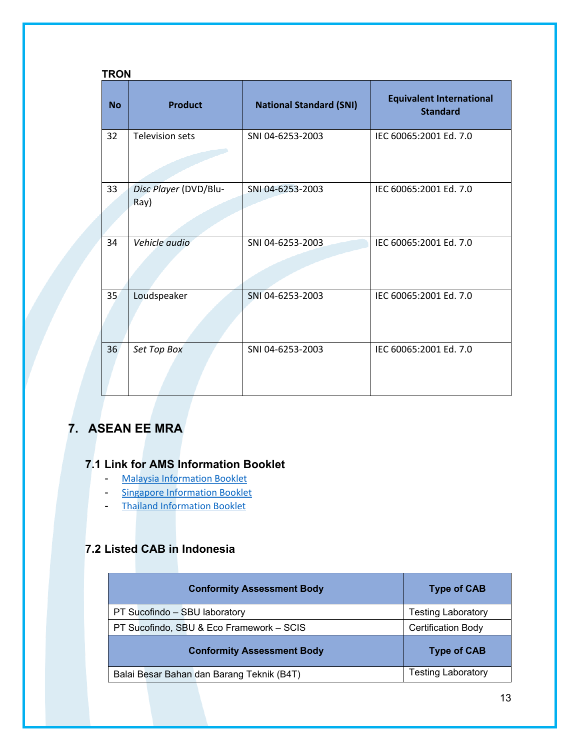**TRON**

| No | Product | National Standard (SNI) | Equivalent International Standard |
|---|---|---|---|
| 32 | Television sets | SNI 04-6253-2003 | IEC 60065:2001 Ed. 7.0 |
| 33 | *Disc Player* (DVD/Blu-Ray) | SNI 04-6253-2003 | IEC 60065:2001 Ed. 7.0 |
| 34 | *Vehicle audio* | SNI 04-6253-2003 | IEC 60065:2001 Ed. 7.0 |
| 35 | Loudspeaker | SNI 04-6253-2003 | IEC 60065:2001 Ed. 7.0 |
| 36 | *Set Top Box* | SNI 04-6253-2003 | IEC 60065:2001 Ed. 7.0 |

## 7. ASEAN EE MRA

### 7.1 Link for AMS Information Booklet

- Malaysia Information Booklet
- Singapore Information Booklet
- Thailand Information Booklet

### 7.2 Listed CAB in Indonesia

| Conformity Assessment Body | Type of CAB |
|---|---|
| PT Sucofindo – SBU laboratory | Testing Laboratory |
| PT Sucofindo, SBU & Eco Framework – SCIS | Certification Body |
| **Conformity Assessment Body** | **Type of CAB** |
| Balai Besar Bahan dan Barang Teknik (B4T) | Testing Laboratory |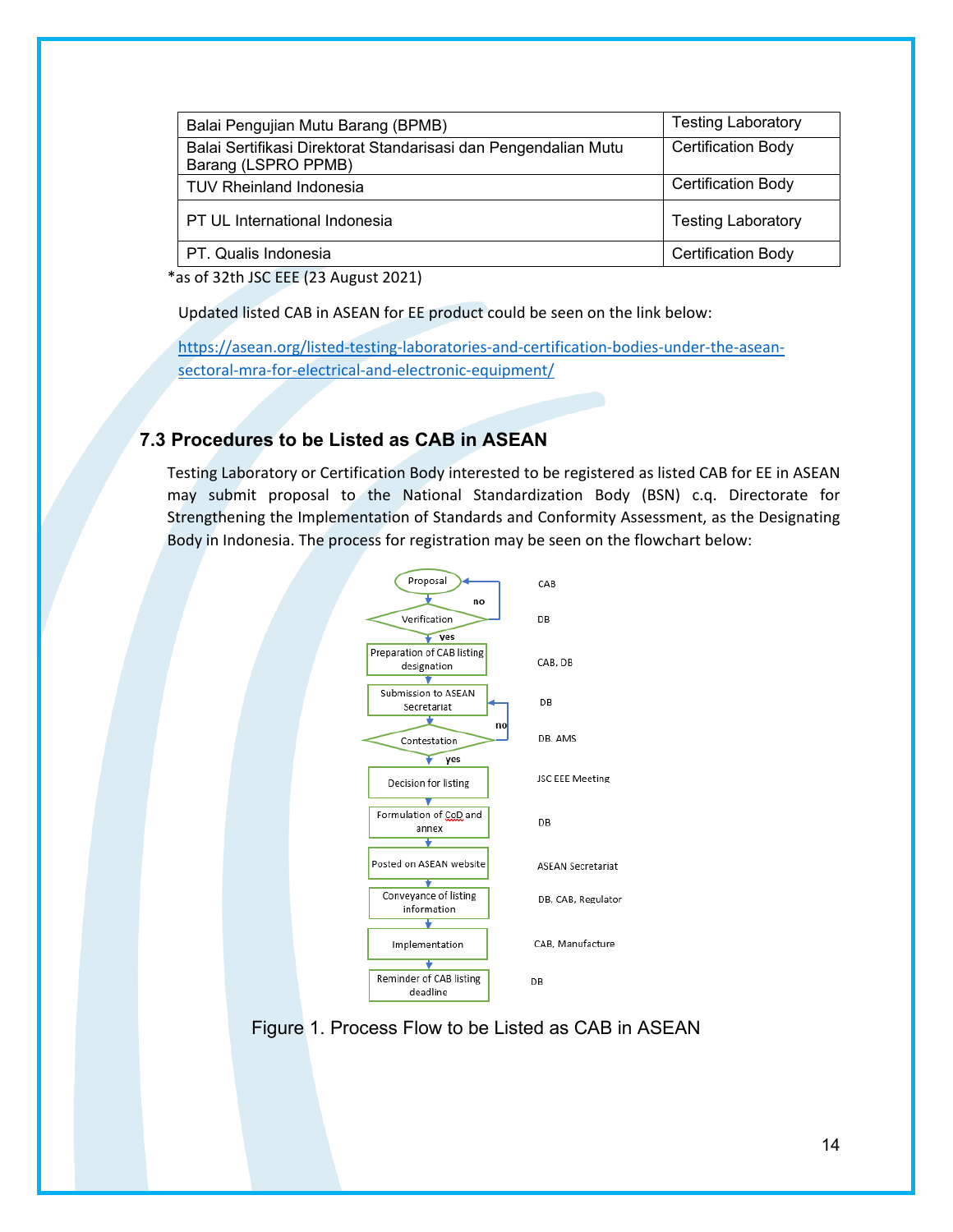| Balai Pengujian Mutu Barang (BPMB) | Testing Laboratory |
|---|---|
| Balai Sertifikasi Direktorat Standarisasi dan Pengendalian Mutu Barang (LSPRO PPMB) | Certification Body |
| TUV Rheinland Indonesia | Certification Body |
| PT UL International Indonesia | Testing Laboratory |
| PT. Qualis Indonesia | Certification Body |

*as of 32th JSC EEE (23 August 2021)

Updated listed CAB in ASEAN for EE product could be seen on the link below:

https://asean.org/listed-testing-laboratories-and-certification-bodies-under-the-asean-sectoral-mra-for-electrical-and-electronic-equipment/

### 7.3 Procedures to be Listed as CAB in ASEAN

Testing Laboratory or Certification Body interested to be registered as listed CAB for EE in ASEAN may submit proposal to the National Standardization Body (BSN) c.q. Directorate for Strengthening the Implementation of Standards and Conformity Assessment, as the Designating Body in Indonesia. The process for registration may be seen on the flowchart below:

| Step | Party |
|---|---|
| Proposal | CAB |
| Verification (no → back to Proposal; yes → next) | DB |
| Preparation of CAB listing designation | CAB, DB |
| Submission to ASEAN Secretariat | DB |
| Contestation (no → back to Submission to ASEAN Secretariat; yes → next) | DB, AMS |
| Decision for listing | JSC EEE Meeting |
| Formulation of CoD and annex | DB |
| Posted on ASEAN website | ASEAN Secretariat |
| Conveyance of listing information | DB, CAB, Regulator |
| Implementation | CAB, Manufacture |
| Reminder of CAB listing deadline | DB |

Figure 1. Process Flow to be Listed as CAB in ASEAN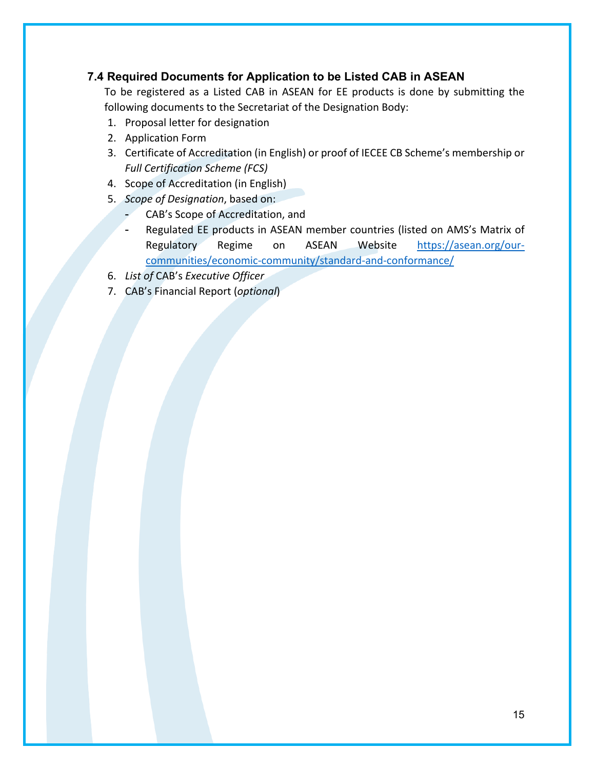### 7.4 Required Documents for Application to be Listed CAB in ASEAN

To be registered as a Listed CAB in ASEAN for EE products is done by submitting the following documents to the Secretariat of the Designation Body:

1. Proposal letter for designation
2. Application Form
3. Certificate of Accreditation (in English) or proof of IECEE CB Scheme's membership or *Full Certification Scheme (FCS)*
4. Scope of Accreditation (in English)
5. *Scope of Designation*, based on:
   - CAB's Scope of Accreditation, and
   - Regulated EE products in ASEAN member countries (listed on AMS's Matrix of Regulatory Regime on ASEAN Website https://asean.org/our-communities/economic-community/standard-and-conformance/
6. *List of* CAB's *Executive Officer*
7. CAB's Financial Report (*optional*)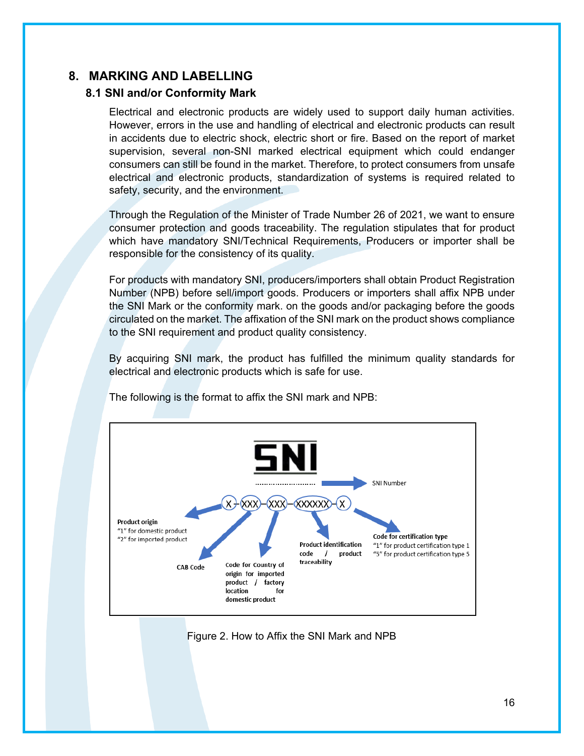## 8. MARKING AND LABELLING

### 8.1 SNI and/or Conformity Mark

Electrical and electronic products are widely used to support daily human activities. However, errors in the use and handling of electrical and electronic products can result in accidents due to electric shock, electric short or fire. Based on the report of market supervision, several non-SNI marked electrical equipment which could endanger consumers can still be found in the market. Therefore, to protect consumers from unsafe electrical and electronic products, standardization of systems is required related to safety, security, and the environment.

Through the Regulation of the Minister of Trade Number 26 of 2021, we want to ensure consumer protection and goods traceability. The regulation stipulates that for product which have mandatory SNI/Technical Requirements, Producers or importer shall be responsible for the consistency of its quality.

For products with mandatory SNI, producers/importers shall obtain Product Registration Number (NPB) before sell/import goods. Producers or importers shall affix NPB under the SNI Mark or the conformity mark. on the goods and/or packaging before the goods circulated on the market. The affixation of the SNI mark on the product shows compliance to the SNI requirement and product quality consistency.

By acquiring SNI mark, the product has fulfilled the minimum quality standards for electrical and electronic products which is safe for use.

The following is the format to affix the SNI mark and NPB:

SNI

……………………… → SNI Number

X – XXX – XXX – XXXXXX – X

- **Product origin**: "1" for domestic product; "2" for imported product
- **CAB Code**
- **Code for Country of origin for imported product / factory location for domestic product**
- **Product identification code / product traceability**
- **Code for certification type**: "1" for product certification type 1; "5" for product certification type 5

Figure 2. How to Affix the SNI Mark and NPB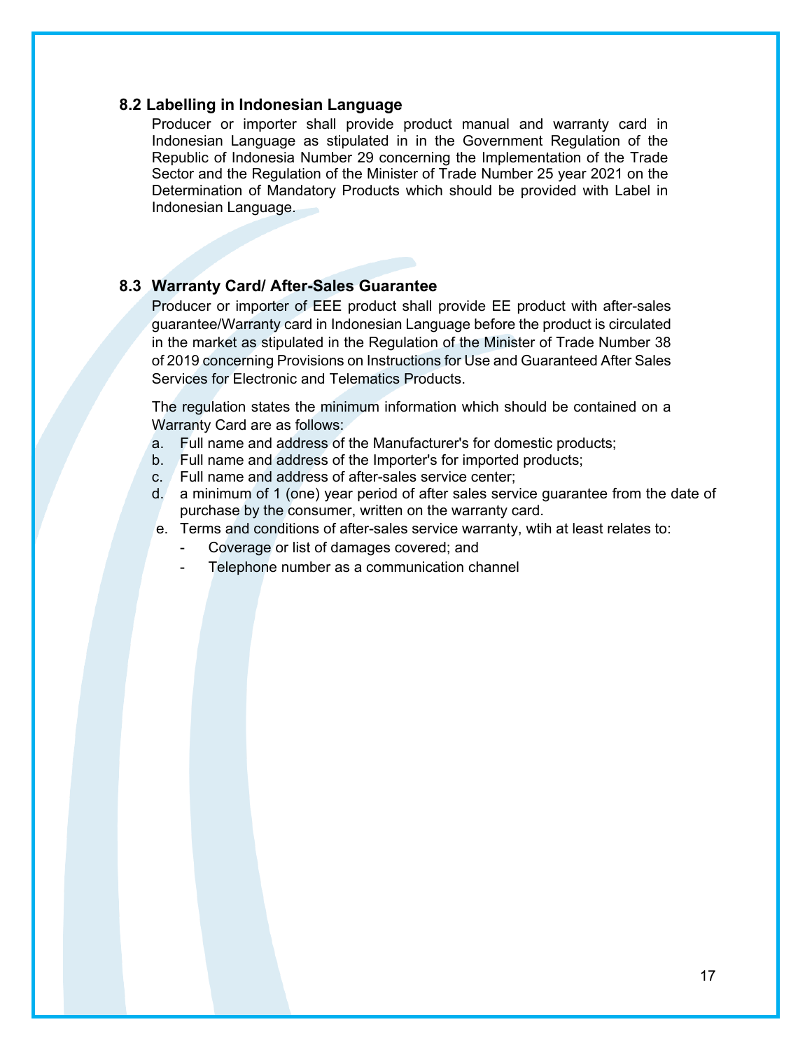### 8.2 Labelling in Indonesian Language

Producer or importer shall provide product manual and warranty card in Indonesian Language as stipulated in in the Government Regulation of the Republic of Indonesia Number 29 concerning the Implementation of the Trade Sector and the Regulation of the Minister of Trade Number 25 year 2021 on the Determination of Mandatory Products which should be provided with Label in Indonesian Language.

### 8.3 Warranty Card/ After-Sales Guarantee

Producer or importer of EEE product shall provide EE product with after-sales guarantee/Warranty card in Indonesian Language before the product is circulated in the market as stipulated in the Regulation of the Minister of Trade Number 38 of 2019 concerning Provisions on Instructions for Use and Guaranteed After Sales Services for Electronic and Telematics Products.

The regulation states the minimum information which should be contained on a Warranty Card are as follows:

a. Full name and address of the Manufacturer's for domestic products;
b. Full name and address of the Importer's for imported products;
c. Full name and address of after-sales service center;
d. a minimum of 1 (one) year period of after sales service guarantee from the date of purchase by the consumer, written on the warranty card.
e. Terms and conditions of after-sales service warranty, wtih at least relates to:
   - Coverage or list of damages covered; and
   - Telephone number as a communication channel